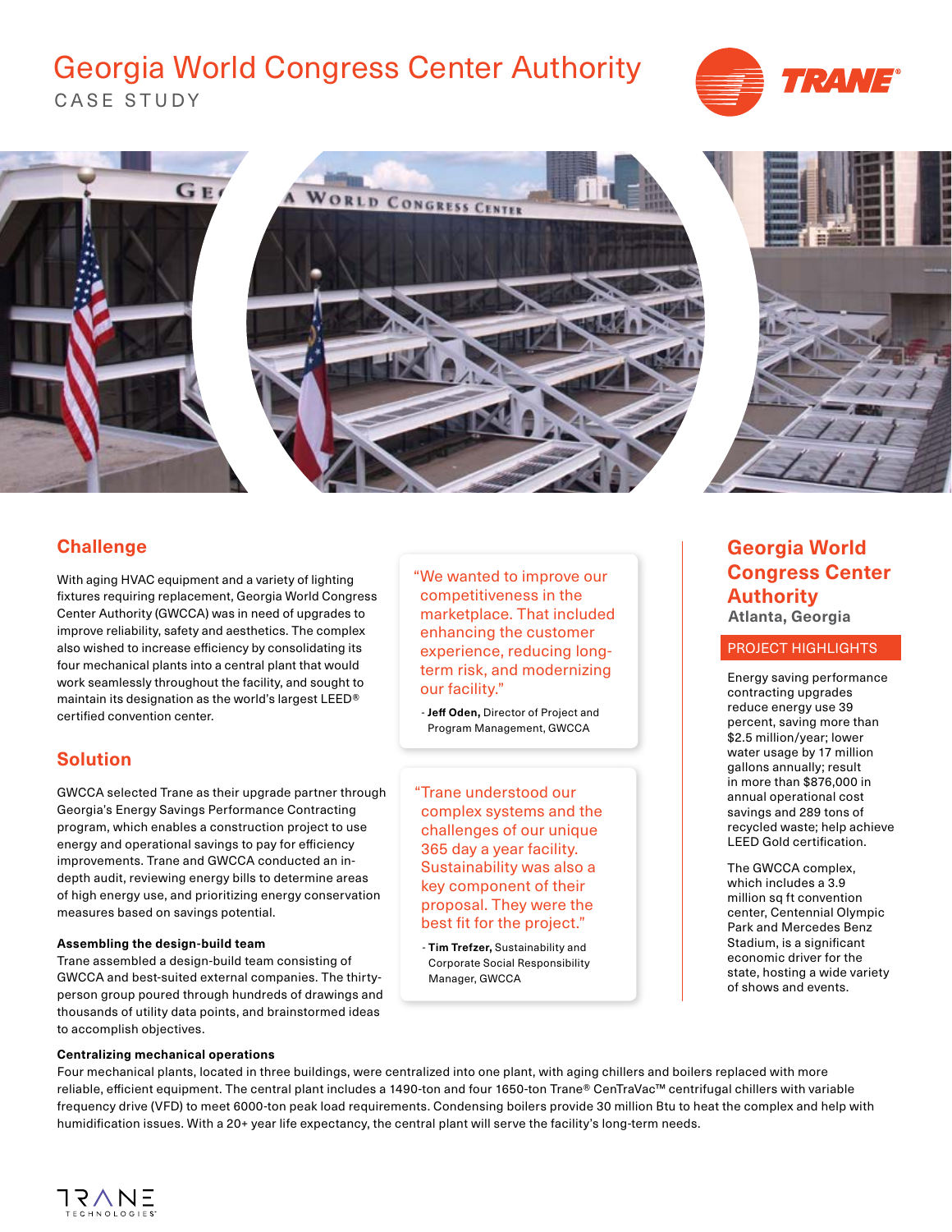# Georgia World Congress Center Authority

CASE STUDY

## Challenge

With aging HVAC equipment and a variety of lighting fixtures requiring replacement, Georgia World Congress Center Authority (GWCCA) was in need of upgrades to improve reliability, safety and aesthetics. The complex also wished to increase efficiency by consolidating its four mechanical plants into a central plant that would work seamlessly throughout the facility, and sought to maintain its designation as the world's largest LEED® certified convention center.

## Solution

GWCCA selected Trane as their upgrade partner through Georgia's Energy Savings Performance Contracting program, which enables a construction project to use energy and operational savings to pay for efficiency improvements. Trane and GWCCA conducted an in-depth audit, reviewing energy bills to determine areas of high energy use, and prioritizing energy conservation measures based on savings potential.

**Assembling the design-build team**

Trane assembled a design-build team consisting of GWCCA and best-suited external companies. The thirty-person group poured through hundreds of drawings and thousands of utility data points, and brainstormed ideas to accomplish objectives.

> "We wanted to improve our competitiveness in the marketplace. That included enhancing the customer experience, reducing long-term risk, and modernizing our facility."
>
> - **Jeff Oden,** Director of Project and Program Management, GWCCA

> "Trane understood our complex systems and the challenges of our unique 365 day a year facility. Sustainability was also a key component of their proposal. They were the best fit for the project."
>
> - **Tim Trefzer,** Sustainability and Corporate Social Responsibility Manager, GWCCA

## Georgia World Congress Center Authority

**Atlanta, Georgia**

### PROJECT HIGHLIGHTS

Energy saving performance contracting upgrades reduce energy use 39 percent, saving more than $2.5 million/year; lower water usage by 17 million gallons annually; result in more than $876,000 in annual operational cost savings and 289 tons of recycled waste; help achieve LEED Gold certification.

The GWCCA complex, which includes a 3.9 million sq ft convention center, Centennial Olympic Park and Mercedes Benz Stadium, is a significant economic driver for the state, hosting a wide variety of shows and events.

**Centralizing mechanical operations**

Four mechanical plants, located in three buildings, were centralized into one plant, with aging chillers and boilers replaced with more reliable, efficient equipment. The central plant includes a 1490-ton and four 1650-ton Trane® CenTraVac™ centrifugal chillers with variable frequency drive (VFD) to meet 6000-ton peak load requirements. Condensing boilers provide 30 million Btu to heat the complex and help with humidification issues. With a 20+ year life expectancy, the central plant will serve the facility's long-term needs.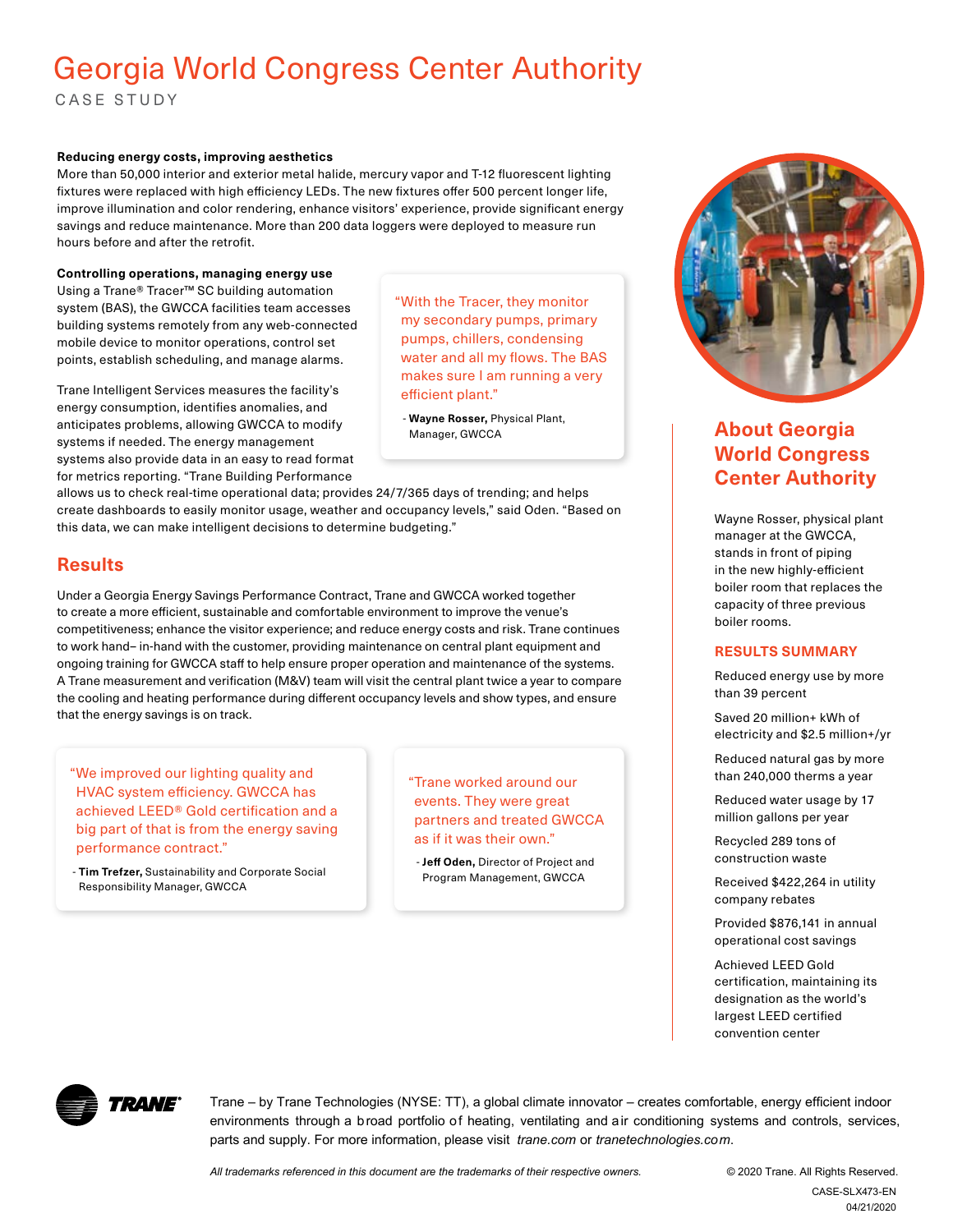# Georgia World Congress Center Authority

CASE STUDY

**Reducing energy costs, improving aesthetics**

More than 50,000 interior and exterior metal halide, mercury vapor and T-12 fluorescent lighting fixtures were replaced with high efficiency LEDs. The new fixtures offer 500 percent longer life, improve illumination and color rendering, enhance visitors' experience, provide significant energy savings and reduce maintenance. More than 200 data loggers were deployed to measure run hours before and after the retrofit.

**Controlling operations, managing energy use**

Using a Trane® Tracer™ SC building automation system (BAS), the GWCCA facilities team accesses building systems remotely from any web-connected mobile device to monitor operations, control set points, establish scheduling, and manage alarms.

Trane Intelligent Services measures the facility's energy consumption, identifies anomalies, and anticipates problems, allowing GWCCA to modify systems if needed. The energy management systems also provide data in an easy to read format for metrics reporting. "Trane Building Performance allows us to check real-time operational data; provides 24/7/365 days of trending; and helps create dashboards to easily monitor usage, weather and occupancy levels," said Oden. "Based on this data, we can make intelligent decisions to determine budgeting."

"With the Tracer, they monitor my secondary pumps, primary pumps, chillers, condensing water and all my flows. The BAS makes sure I am running a very efficient plant."

- **Wayne Rosser,** Physical Plant, Manager, GWCCA

## Results

Under a Georgia Energy Savings Performance Contract, Trane and GWCCA worked together to create a more efficient, sustainable and comfortable environment to improve the venue's competitiveness; enhance the visitor experience; and reduce energy costs and risk. Trane continues to work hand– in-hand with the customer, providing maintenance on central plant equipment and ongoing training for GWCCA staff to help ensure proper operation and maintenance of the systems. A Trane measurement and verification (M&V) team will visit the central plant twice a year to compare the cooling and heating performance during different occupancy levels and show types, and ensure that the energy savings is on track.

"We improved our lighting quality and HVAC system efficiency. GWCCA has achieved LEED® Gold certification and a big part of that is from the energy saving performance contract."

- **Tim Trefzer,** Sustainability and Corporate Social Responsibility Manager, GWCCA

"Trane worked around our events. They were great partners and treated GWCCA as if it was their own."

- **Jeff Oden,** Director of Project and Program Management, GWCCA

## About Georgia World Congress Center Authority

Wayne Rosser, physical plant manager at the GWCCA, stands in front of piping in the new highly-efficient boiler room that replaces the capacity of three previous boiler rooms.

### RESULTS SUMMARY

Reduced energy use by more than 39 percent

Saved 20 million+ kWh of electricity and $2.5 million+/yr

Reduced natural gas by more than 240,000 therms a year

Reduced water usage by 17 million gallons per year

Recycled 289 tons of construction waste

Received $422,264 in utility company rebates

Provided $876,141 in annual operational cost savings

Achieved LEED Gold certification, maintaining its designation as the world's largest LEED certified convention center

TRANE®

Trane – by Trane Technologies (NYSE: TT), a global climate innovator – creates comfortable, energy efficient indoor environments through a broad portfolio of heating, ventilating and air conditioning systems and controls, services, parts and supply. For more information, please visit *trane.com* or *tranetechnologies.com.*

*All trademarks referenced in this document are the trademarks of their respective owners.*

© 2020 Trane. All Rights Reserved.

CASE-SLX473-EN
04/21/2020